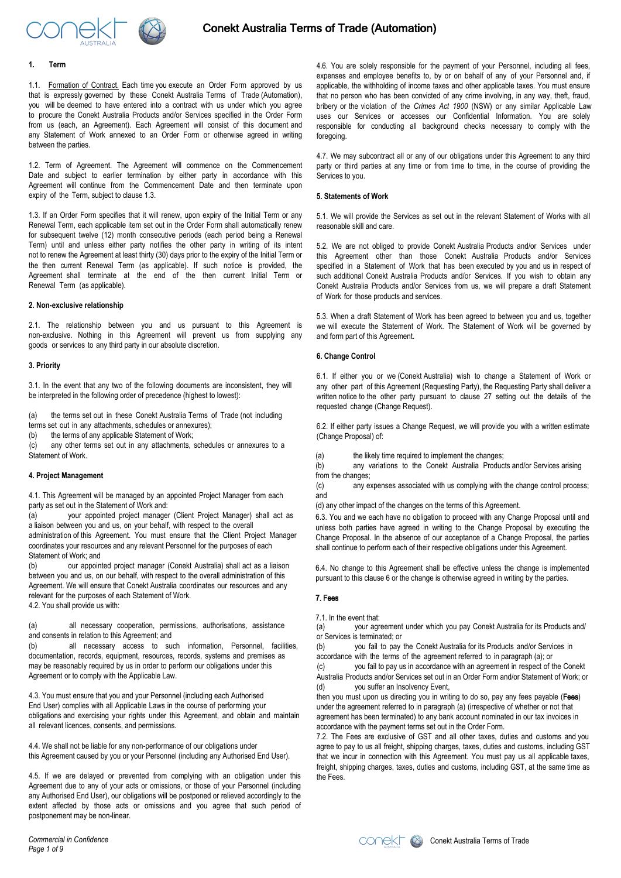# Conekt Australia Terms of Trade (Automation)

## 1. Term

1.1. Formation of Contract. Each time you execute an Order Form approved by us that is expressly governed by these Conekt Australia Terms of Trade (Automation), you will be deemed to have entered into a contract with us under which you agree to procure the Conekt Australia Products and/or Services specified in the Order Form from us (each, an Agreement). Each Agreement will consist of this document and any Statement of Work annexed to an Order Form or otherwise agreed in writing between the parties.

1.2. Term of Agreement. The Agreement will commence on the Commencement Date and subject to earlier termination by either party in accordance with this Agreement will continue from the Commencement Date and then terminate upon expiry of the Term, subject to clause 1.3.

1.3. If an Order Form specifies that it will renew, upon expiry of the Initial Term or any Renewal Term, each applicable item set out in the Order Form shall automatically renew for subsequent twelve (12) month consecutive periods (each period being a Renewal Term) until and unless either party notifies the other party in writing of its intent not to renew the Agreement at least thirty (30) days prior to the expiry of the Initial Term or the then current Renewal Term (as applicable). If such notice is provided, the Agreement shall terminate at the end of the then current Initial Term or Renewal Term (as applicable).

## 2. Non-exclusive relationship

2.1. The relationship between you and us pursuant to this Agreement is non-exclusive. Nothing in this Agreement will prevent us from supplying any goods or services to any third party in our absolute discretion.

## 3. Priority

3.1. In the event that any two of the following documents are inconsistent, they will be interpreted in the following order of precedence (highest to lowest):

(a) the terms set out in these Conekt Australia Terms of Trade (not including terms set out in any attachments, schedules or annexures);
(b) the terms of any applicable Statement of Work;
(c) any other terms set out in any attachments, schedules or annexures to a Statement of Work.

## 4. Project Management

4.1. This Agreement will be managed by an appointed Project Manager from each party as set out in the Statement of Work and:
(a) your appointed project manager (Client Project Manager) shall act as a liaison between you and us, on your behalf, with respect to the overall administration of this Agreement. You must ensure that the Client Project Manager coordinates your resources and any relevant Personnel for the purposes of each Statement of Work; and
(b) our appointed project manager (Conekt Australia) shall act as a liaison between you and us, on our behalf, with respect to the overall administration of this Agreement. We will ensure that Conekt Australia coordinates our resources and any relevant for the purposes of each Statement of Work.
4.2. You shall provide us with:

(a) all necessary cooperation, permissions, authorisations, assistance and consents in relation to this Agreement; and
(b) all necessary access to such information, Personnel, facilities, documentation, records, equipment, resources, records, systems and premises as may be reasonably required by us in order to perform our obligations under this Agreement or to comply with the Applicable Law.

4.3. You must ensure that you and your Personnel (including each Authorised End User) complies with all Applicable Laws in the course of performing your obligations and exercising your rights under this Agreement, and obtain and maintain all relevant licences, consents, and permissions.

4.4. We shall not be liable for any non-performance of our obligations under this Agreement caused by you or your Personnel (including any Authorised End User).

4.5. If we are delayed or prevented from complying with an obligation under this Agreement due to any of your acts or omissions, or those of your Personnel (including any Authorised End User), our obligations will be postponed or relieved accordingly to the extent affected by those acts or omissions and you agree that such period of postponement may be non-linear.

4.6. You are solely responsible for the payment of your Personnel, including all fees, expenses and employee benefits to, by or on behalf of any of your Personnel and, if applicable, the withholding of income taxes and other applicable taxes. You must ensure that no person who has been convicted of any crime involving, in any way, theft, fraud, bribery or the violation of the *Crimes Act 1900* (NSW) or any similar Applicable Law uses our Services or accesses our Confidential Information. You are solely responsible for conducting all background checks necessary to comply with the foregoing.

4.7. We may subcontract all or any of our obligations under this Agreement to any third party or third parties at any time or from time to time, in the course of providing the Services to you.

## 5. Statements of Work

5.1. We will provide the Services as set out in the relevant Statement of Works with all reasonable skill and care.

5.2. We are not obliged to provide Conekt Australia Products and/or Services under this Agreement other than those Conekt Australia Products and/or Services specified in a Statement of Work that has been executed by you and us in respect of such additional Conekt Australia Products and/or Services. If you wish to obtain any Conekt Australia Products and/or Services from us, we will prepare a draft Statement of Work for those products and services.

5.3. When a draft Statement of Work has been agreed to between you and us, together we will execute the Statement of Work. The Statement of Work will be governed by and form part of this Agreement.

## 6. Change Control

6.1. If either you or we (Conekt Australia) wish to change a Statement of Work or any other part of this Agreement (Requesting Party), the Requesting Party shall deliver a written notice to the other party pursuant to clause 27 setting out the details of the requested change (Change Request).

6.2. If either party issues a Change Request, we will provide you with a written estimate (Change Proposal) of:

(a) the likely time required to implement the changes;
(b) any variations to the Conekt Australia Products and/or Services arising from the changes;
(c) any expenses associated with us complying with the change control process; and
(d) any other impact of the changes on the terms of this Agreement.

6.3. You and we each have no obligation to proceed with any Change Proposal until and unless both parties have agreed in writing to the Change Proposal by executing the Change Proposal. In the absence of our acceptance of a Change Proposal, the parties shall continue to perform each of their respective obligations under this Agreement.

6.4. No change to this Agreement shall be effective unless the change is implemented pursuant to this clause 6 or the change is otherwise agreed in writing by the parties.

## 7. Fees

7.1. In the event that:
(a) your agreement under which you pay Conekt Australia for its Products and/or Services is terminated; or
(b) you fail to pay the Conekt Australia for its Products and/or Services in accordance with the terms of the agreement referred to in paragraph (a); or
(c) you fail to pay us in accordance with an agreement in respect of the Conekt Australia Products and/or Services set out in an Order Form and/or Statement of Work; or
(d) you suffer an Insolvency Event,
then you must upon us directing you in writing to do so, pay any fees payable (**Fees**) under the agreement referred to in paragraph (a) (irrespective of whether or not that agreement has been terminated) to any bank account nominated in our tax invoices in accordance with the payment terms set out in the Order Form.

7.2. The Fees are exclusive of GST and all other taxes, duties and customs and you agree to pay to us all freight, shipping charges, taxes, duties and customs, including GST that we incur in connection with this Agreement. You must pay us all applicable taxes, freight, shipping charges, taxes, duties and customs, including GST, at the same time as the Fees.

*Commercial in Confidence*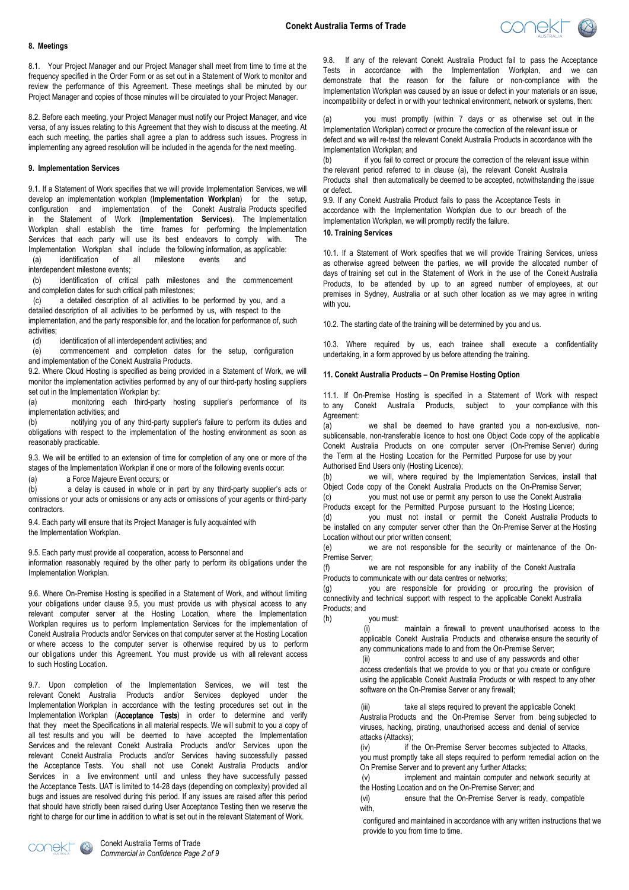## 8. Meetings

8.1. Your Project Manager and our Project Manager shall meet from time to time at the frequency specified in the Order Form or as set out in a Statement of Work to monitor and review the performance of this Agreement. These meetings shall be minuted by our Project Manager and copies of those minutes will be circulated to your Project Manager.

8.2. Before each meeting, your Project Manager must notify our Project Manager, and vice versa, of any issues relating to this Agreement that they wish to discuss at the meeting. At each such meeting, the parties shall agree a plan to address such issues. Progress in implementing any agreed resolution will be included in the agenda for the next meeting.

## 9. Implementation Services

9.1. If a Statement of Work specifies that we will provide Implementation Services, we will develop an implementation workplan (**Implementation Workplan**) for the setup, configuration and implementation of the Conekt Australia Products specified in the Statement of Work (**Implementation Services**). The Implementation Workplan shall establish the time frames for performing the Implementation Services that each party will use its best endeavors to comply with. The Implementation Workplan shall include the following information, as applicable:

(a) identification of all milestone events and interdependent milestone events;

(b) identification of critical path milestones and the commencement and completion dates for such critical path milestones;

(c) a detailed description of all activities to be performed by you, and a detailed description of all activities to be performed by us, with respect to the implementation, and the party responsible for, and the location for performance of, such activities;

(d) identification of all interdependent activities; and

(e) commencement and completion dates for the setup, configuration and implementation of the Conekt Australia Products.

9.2. Where Cloud Hosting is specified as being provided in a Statement of Work, we will monitor the implementation activities performed by any of our third-party hosting suppliers set out in the Implementation Workplan by:

(a) monitoring each third-party hosting supplier's performance of its implementation activities; and

(b) notifying you of any third-party supplier's failure to perform its duties and obligations with respect to the implementation of the hosting environment as soon as reasonably practicable.

9.3. We will be entitled to an extension of time for completion of any one or more of the stages of the Implementation Workplan if one or more of the following events occur:

(a) a Force Majeure Event occurs; or

(b) a delay is caused in whole or in part by any third-party supplier's acts or omissions or your acts or omissions or any acts or omissions of your agents or third-party contractors.

9.4. Each party will ensure that its Project Manager is fully acquainted with the Implementation Workplan.

9.5. Each party must provide all cooperation, access to Personnel and information reasonably required by the other party to perform its obligations under the Implementation Workplan.

9.6. Where On-Premise Hosting is specified in a Statement of Work, and without limiting your obligations under clause 9.5, you must provide us with physical access to any relevant computer server at the Hosting Location, where the Implementation Workplan requires us to perform Implementation Services for the implementation of Conekt Australia Products and/or Services on that computer server at the Hosting Location or where access to the computer server is otherwise required by us to perform our obligations under this Agreement. You must provide us with all relevant access to such Hosting Location.

9.7. Upon completion of the Implementation Services, we will test the relevant Conekt Australia Products and/or Services deployed under the Implementation Workplan in accordance with the testing procedures set out in the Implementation Workplan (**Acceptance Tests**) in order to determine and verify that they meet the Specifications in all material respects. We will submit to you a copy of all test results and you will be deemed to have accepted the Implementation Services and the relevant Conekt Australia Products and/or Services upon the relevant Conekt Australia Products and/or Services having successfully passed the Acceptance Tests. You shall not use Conekt Australia Products and/or Services in a live environment until and unless they have successfully passed the Acceptance Tests. UAT is limited to 14-28 days (depending on complexity) provided all bugs and issues are resolved during this period. If any issues are raised after this period that should have strictly been raised during User Acceptance Testing then we reserve the right to charge for our time in addition to what is set out in the relevant Statement of Work.

9.8. If any of the relevant Conekt Australia Product fail to pass the Acceptance Tests in accordance with the Implementation Workplan, and we can demonstrate that the reason for the failure or non-compliance with the Implementation Workplan was caused by an issue or defect in your materials or an issue, incompatibility or defect in or with your technical environment, network or systems, then:

(a) you must promptly (within 7 days or as otherwise set out in the Implementation Workplan) correct or procure the correction of the relevant issue or defect and we will re-test the relevant Conekt Australia Products in accordance with the Implementation Workplan; and

(b) if you fail to correct or procure the correction of the relevant issue within the relevant period referred to in clause (a), the relevant Conekt Australia Products shall then automatically be deemed to be accepted, notwithstanding the issue or defect.

9.9. If any Conekt Australia Product fails to pass the Acceptance Tests in accordance with the Implementation Workplan due to our breach of the Implementation Workplan, we will promptly rectify the failure.

## 10. Training Services

10.1. If a Statement of Work specifies that we will provide Training Services, unless as otherwise agreed between the parties, we will provide the allocated number of days of training set out in the Statement of Work in the use of the Conekt Australia Products, to be attended by up to an agreed number of employees, at our premises in Sydney, Australia or at such other location as we may agree in writing with you.

10.2. The starting date of the training will be determined by you and us.

10.3. Where required by us, each trainee shall execute a confidentiality undertaking, in a form approved by us before attending the training.

## 11. Conekt Australia Products – On Premise Hosting Option

11.1. If On-Premise Hosting is specified in a Statement of Work with respect to any Conekt Australia Products, subject to your compliance with this Agreement:

(a) we shall be deemed to have granted you a non-exclusive, non-sublicensable, non-transferable licence to host one Object Code copy of the applicable Conekt Australia Products on one computer server (On-Premise Server) during the Term at the Hosting Location for the Permitted Purpose for use by your Authorised End Users only (Hosting Licence);

(b) we will, where required by the Implementation Services, install that Object Code copy of the Conekt Australia Products on the On-Premise Server;

(c) you must not use or permit any person to use the Conekt Australia Products except for the Permitted Purpose pursuant to the Hosting Licence;

(d) you must not install or permit the Conekt Australia Products to be installed on any computer server other than the On-Premise Server at the Hosting Location without our prior written consent;

(e) we are not responsible for the security or maintenance of the On-Premise Server;

(f) we are not responsible for any inability of the Conekt Australia Products to communicate with our data centres or networks;

(g) you are responsible for providing or procuring the provision of connectivity and technical support with respect to the applicable Conekt Australia Products; and

(h) you must:

(i) maintain a firewall to prevent unauthorised access to the applicable Conekt Australia Products and otherwise ensure the security of any communications made to and from the On-Premise Server;

(ii) control access to and use of any passwords and other access credentials that we provide to you or that you create or configure using the applicable Conekt Australia Products or with respect to any other software on the On-Premise Server or any firewall;

(iii) take all steps required to prevent the applicable Conekt Australia Products and the On-Premise Server from being subjected to viruses, hacking, pirating, unauthorised access and denial of service attacks (Attacks);

(iv) if the On-Premise Server becomes subjected to Attacks, you must promptly take all steps required to perform remedial action on the On Premise Server and to prevent any further Attacks;

(v) implement and maintain computer and network security at the Hosting Location and on the On-Premise Server; and

(vi) ensure that the On-Premise Server is ready, compatible with, configured and maintained in accordance with any written instructions that we provide to you from time to time.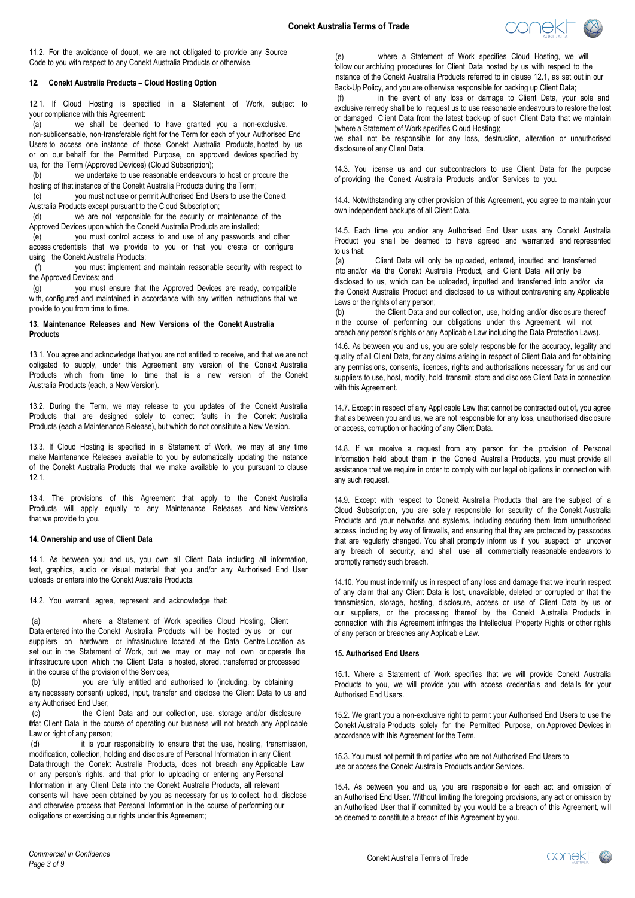11.2. For the avoidance of doubt, we are not obligated to provide any Source Code to you with respect to any Conekt Australia Products or otherwise.

### 12. Conekt Australia Products – Cloud Hosting Option

12.1. If Cloud Hosting is specified in a Statement of Work, subject to your compliance with this Agreement:

(a) we shall be deemed to have granted you a non-exclusive, non-sublicensable, non-transferable right for the Term for each of your Authorised End Users to access one instance of those Conekt Australia Products, hosted by us or on our behalf for the Permitted Purpose, on approved devices specified by us, for the Term (Approved Devices) (Cloud Subscription);

(b) we undertake to use reasonable endeavours to host or procure the hosting of that instance of the Conekt Australia Products during the Term;

(c) you must not use or permit Authorised End Users to use the Conekt Australia Products except pursuant to the Cloud Subscription;

(d) we are not responsible for the security or maintenance of the Approved Devices upon which the Conekt Australia Products are installed;

(e) you must control access to and use of any passwords and other access credentials that we provide to you or that you create or configure using the Conekt Australia Products;

(f) you must implement and maintain reasonable security with respect to the Approved Devices; and

(g) you must ensure that the Approved Devices are ready, compatible with, configured and maintained in accordance with any written instructions that we provide to you from time to time.

### 13. Maintenance Releases and New Versions of the Conekt Australia Products

13.1. You agree and acknowledge that you are not entitled to receive, and that we are not obligated to supply, under this Agreement any version of the Conekt Australia Products which from time to time that is a new version of the Conekt Australia Products (each, a New Version).

13.2. During the Term, we may release to you updates of the Conekt Australia Products that are designed solely to correct faults in the Conekt Australia Products (each a Maintenance Release), but which do not constitute a New Version.

13.3. If Cloud Hosting is specified in a Statement of Work, we may at any time make Maintenance Releases available to you by automatically updating the instance of the Conekt Australia Products that we make available to you pursuant to clause 12.1.

13.4. The provisions of this Agreement that apply to the Conekt Australia Products will apply equally to any Maintenance Releases and New Versions that we provide to you.

### 14. Ownership and use of Client Data

14.1. As between you and us, you own all Client Data including all information, text, graphics, audio or visual material that you and/or any Authorised End User uploads or enters into the Conekt Australia Products.

14.2. You warrant, agree, represent and acknowledge that:

(a) where a Statement of Work specifies Cloud Hosting, Client Data entered into the Conekt Australia Products will be hosted by us or our suppliers on hardware or infrastructure located at the Data Centre Location as set out in the Statement of Work, but we may or may not own or operate the infrastructure upon which the Client Data is hosted, stored, transferred or processed in the course of the provision of the Services;

(b) you are fully entitled and authorised to (including, by obtaining any necessary consent) upload, input, transfer and disclose the Client Data to us and any Authorised End User;

(c) the Client Data and our collection, use, storage and/or disclosure of that Client Data in the course of operating our business will not breach any Applicable Law or right of any person;

(d) it is your responsibility to ensure that the use, hosting, transmission, modification, collection, holding and disclosure of Personal Information in any Client Data through the Conekt Australia Products, does not breach any Applicable Law or any person's rights, and that prior to uploading or entering any Personal Information in any Client Data into the Conekt Australia Products, all relevant consents will have been obtained by you as necessary for us to collect, hold, disclose and otherwise process that Personal Information in the course of performing our obligations or exercising our rights under this Agreement;

(e) where a Statement of Work specifies Cloud Hosting, we will follow our archiving procedures for Client Data hosted by us with respect to the instance of the Conekt Australia Products referred to in clause 12.1, as set out in our Back-Up Policy, and you are otherwise responsible for backing up Client Data;

(f) in the event of any loss or damage to Client Data, your sole and exclusive remedy shall be to request us to use reasonable endeavours to restore the lost or damaged Client Data from the latest back-up of such Client Data that we maintain (where a Statement of Work specifies Cloud Hosting);

we shall not be responsible for any loss, destruction, alteration or unauthorised disclosure of any Client Data.

14.3. You license us and our subcontractors to use Client Data for the purpose of providing the Conekt Australia Products and/or Services to you.

14.4. Notwithstanding any other provision of this Agreement, you agree to maintain your own independent backups of all Client Data.

14.5. Each time you and/or any Authorised End User uses any Conekt Australia Product you shall be deemed to have agreed and warranted and represented to us that:

(a) Client Data will only be uploaded, entered, inputted and transferred into and/or via the Conekt Australia Product, and Client Data will only be disclosed to us, which can be uploaded, inputted and transferred into and/or via the Conekt Australia Product and disclosed to us without contravening any Applicable Laws or the rights of any person;

(b) the Client Data and our collection, use, holding and/or disclosure thereof in the course of performing our obligations under this Agreement, will not breach any person's rights or any Applicable Law including the Data Protection Laws).

14.6. As between you and us, you are solely responsible for the accuracy, legality and quality of all Client Data, for any claims arising in respect of Client Data and for obtaining any permissions, consents, licences, rights and authorisations necessary for us and our suppliers to use, host, modify, hold, transmit, store and disclose Client Data in connection with this Agreement.

14.7. Except in respect of any Applicable Law that cannot be contracted out of, you agree that as between you and us, we are not responsible for any loss, unauthorised disclosure or access, corruption or hacking of any Client Data.

14.8. If we receive a request from any person for the provision of Personal Information held about them in the Conekt Australia Products, you must provide all assistance that we require in order to comply with our legal obligations in connection with any such request.

14.9. Except with respect to Conekt Australia Products that are the subject of a Cloud Subscription, you are solely responsible for security of the Conekt Australia Products and your networks and systems, including securing them from unauthorised access, including by way of firewalls, and ensuring that they are protected by passcodes that are regularly changed. You shall promptly inform us if you suspect or uncover any breach of security, and shall use all commercially reasonable endeavours to promptly remedy such breach.

14.10. You must indemnify us in respect of any loss and damage that we incurin respect of any claim that any Client Data is lost, unavailable, deleted or corrupted or that the transmission, storage, hosting, disclosure, access or use of Client Data by us or our suppliers, or the processing thereof by the Conekt Australia Products in connection with this Agreement infringes the Intellectual Property Rights or other rights of any person or breaches any Applicable Law.

### 15. Authorised End Users

15.1. Where a Statement of Work specifies that we will provide Conekt Australia Products to you, we will provide you with access credentials and details for your Authorised End Users.

15.2. We grant you a non-exclusive right to permit your Authorised End Users to use the Conekt Australia Products solely for the Permitted Purpose, on Approved Devices in accordance with this Agreement for the Term.

15.3. You must not permit third parties who are not Authorised End Users to use or access the Conekt Australia Products and/or Services.

15.4. As between you and us, you are responsible for each act and omission of an Authorised End User. Without limiting the foregoing provisions, any act or omission by an Authorised User that if committed by you would be a breach of this Agreement, will be deemed to constitute a breach of this Agreement by you.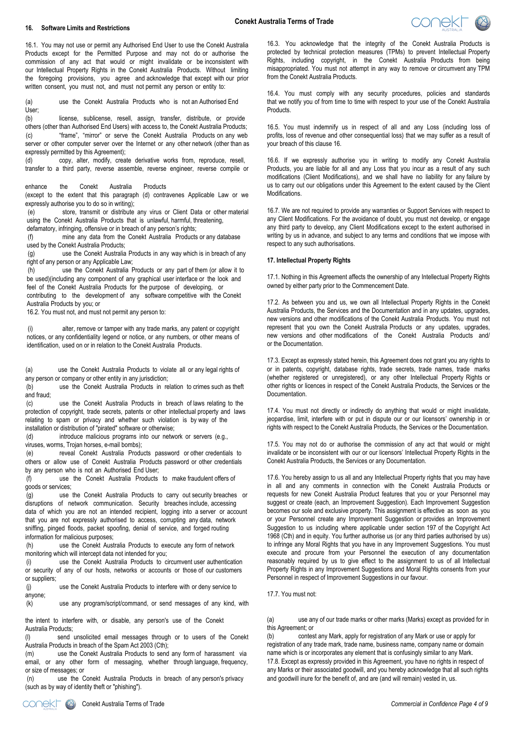### 16. Software Limits and Restrictions

16.1. You may not use or permit any Authorised End User to use the Conekt Australia Products except for the Permitted Purpose and may not do or authorise the commission of any act that would or might invalidate or be inconsistent with our Intellectual Property Rights in the Conekt Australia Products. Without limiting the foregoing provisions, you agree and acknowledge that except with our prior written consent, you must not, and must not permit any person or entity to:

(a) use the Conekt Australia Products who is not an Authorised End User;
(b) license, sublicense, resell, assign, transfer, distribute, or provide others (other than Authorised End Users) with access to, the Conekt Australia Products;
(c) "frame", "mirror" or serve the Conekt Australia Products on any web server or other computer server over the Internet or any other network (other than as expressly permitted by this Agreement);
(d) copy, alter, modify, create derivative works from, reproduce, resell, transfer to a third party, reverse assemble, reverse engineer, reverse compile or enhance the Conekt Australia Products (except to the extent that this paragraph (d) contravenes Applicable Law or we expressly authorise you to do so in writing);
(e) store, transmit or distribute any virus or Client Data or other material using the Conekt Australia Products that is unlawful, harmful, threatening, defamatory, infringing, offensive or in breach of any person's rights;
(f) mine any data from the Conekt Australia Products or any database used by the Conekt Australia Products;
(g) use the Conekt Australia Products in any way which is in breach of any right of any person or any Applicable Law;
(h) use the Conekt Australia Products or any part of them (or allow it to be used)(including any component of any graphical user interface or the look and feel of the Conekt Australia Products for the purpose of developing, or contributing to the development of any software competitive with the Conekt Australia Products by you; or

16.2. You must not, and must not permit any person to:

(i) alter, remove or tamper with any trade marks, any patent or copyright notices, or any confidentiality legend or notice, or any numbers, or other means of identification, used on or in relation to the Conekt Australia Products.

(a) use the Conekt Australia Products to violate all or any legal rights of any person or company or other entity in any jurisdiction;
(b) use the Conekt Australia Products in relation to crimes such as theft and fraud;
(c) use the Conekt Australia Products in breach of laws relating to the protection of copyright, trade secrets, patents or other intellectual property and laws relating to spam or privacy and whether such violation is by way of the installation or distribution of "pirated" software or otherwise;
(d) introduce malicious programs into our network or servers (e.g., viruses, worms, Trojan horses, e-mail bombs);
(e) reveal Conekt Australia Products password or other credentials to others or allow use of Conekt Australia Products password or other credentials by any person who is not an Authorised End User;
(f) use the Conekt Australia Products to make fraudulent offers of goods or services;
(g) use the Conekt Australia Products to carry out security breaches or disruptions of network communication. Security breaches include, accessing data of which you are not an intended recipient, logging into a server or account that you are not expressly authorised to access, corrupting any data, network sniffing, pinged floods, packet spoofing, denial of service, and forged routing information for malicious purposes;
(h) use the Conekt Australia Products to execute any form of network monitoring which will intercept data not intended for you;
(i) use the Conekt Australia Products to circumvent user authentication or security of any of our hosts, networks or accounts or those of our customers or suppliers;
(j) use the Conekt Australia Products to interfere with or deny service to anyone;
(k) use any program/script/command, or send messages of any kind, with the intent to interfere with, or disable, any person's use of the Conekt Australia Products;
(l) send unsolicited email messages through or to users of the Conekt Australia Products in breach of the Spam Act 2003 (Cth);
(m) use the Conekt Australia Products to send any form of harassment via email, or any other form of messaging, whether through language, frequency, or size of messages; or
(n) use the Conekt Australia Products in breach of any person's privacy (such as by way of identity theft or "phishing").

16.3. You acknowledge that the integrity of the Conekt Australia Products is protected by technical protection measures (TPMs) to prevent Intellectual Property Rights, including copyright, in the Conekt Australia Products from being misappropriated. You must not attempt in any way to remove or circumvent any TPM from the Conekt Australia Products.

16.4. You must comply with any security procedures, policies and standards that we notify you of from time to time with respect to your use of the Conekt Australia Products.

16.5. You must indemnify us in respect of all and any Loss (including loss of profits, loss of revenue and other consequential loss) that we may suffer as a result of your breach of this clause 16.

16.6. If we expressly authorise you in writing to modify any Conekt Australia Products, you are liable for all and any Loss that you incur as a result of any such modifications (Client Modifications), and we shall have no liability for any failure by us to carry out our obligations under this Agreement to the extent caused by the Client Modifications.

16.7. We are not required to provide any warranties or Support Services with respect to any Client Modifications. For the avoidance of doubt, you must not develop, or engage any third party to develop, any Client Modifications except to the extent authorised in writing by us in advance, and subject to any terms and conditions that we impose with respect to any such authorisations.

### 17. Intellectual Property Rights

17.1. Nothing in this Agreement affects the ownership of any Intellectual Property Rights owned by either party prior to the Commencement Date.

17.2. As between you and us, we own all Intellectual Property Rights in the Conekt Australia Products, the Services and the Documentation and in any updates, upgrades, new versions and other modifications of the Conekt Australia Products. You must not represent that you own the Conekt Australia Products or any updates, upgrades, new versions and other modifications of the Conekt Australia Products and/ or the Documentation.

17.3. Except as expressly stated herein, this Agreement does not grant you any rights to or in patents, copyright, database rights, trade secrets, trade names, trade marks (whether registered or unregistered), or any other Intellectual Property Rights or other rights or licences in respect of the Conekt Australia Products, the Services or the Documentation.

17.4. You must not directly or indirectly do anything that would or might invalidate, jeopardise, limit, interfere with or put in dispute our or our licensors' ownership in or rights with respect to the Conekt Australia Products, the Services or the Documentation.

17.5. You may not do or authorise the commission of any act that would or might invalidate or be inconsistent with our or our licensors' Intellectual Property Rights in the Conekt Australia Products, the Services or any Documentation.

17.6. You hereby assign to us all and any Intellectual Property rights that you may have in all and any comments in connection with the Conekt Australia Products or requests for new Conekt Australia Product features that you or your Personnel may suggest or create (each, an Improvement Suggestion). Each Improvement Suggestion becomes our sole and exclusive property. This assignment is effective as soon as you or your Personnel create any Improvement Suggestion or provides an Improvement Suggestion to us including where applicable under section 197 of the Copyright Act 1968 (Cth) and in equity. You further authorise us (or any third parties authorised by us) to infringe any Moral Rights that you have in any Improvement Suggestions. You must execute and procure from your Personnel the execution of any documentation reasonably required by us to give effect to the assignment to us of all Intellectual Property Rights in any Improvement Suggestions and Moral Rights consents from your Personnel in respect of Improvement Suggestions in our favour.

17.7. You must not:

(a) use any of our trade marks or other marks (Marks) except as provided for in this Agreement; or
(b) contest any Mark, apply for registration of any Mark or use or apply for registration of any trade mark, trade name, business name, company name or domain name which is or incorporates any element that is confusingly similar to any Mark.

17.8. Except as expressly provided in this Agreement, you have no rights in respect of any Marks or their associated goodwill, and you hereby acknowledge that all such rights and goodwill inure for the benefit of, and are (and will remain) vested in, us.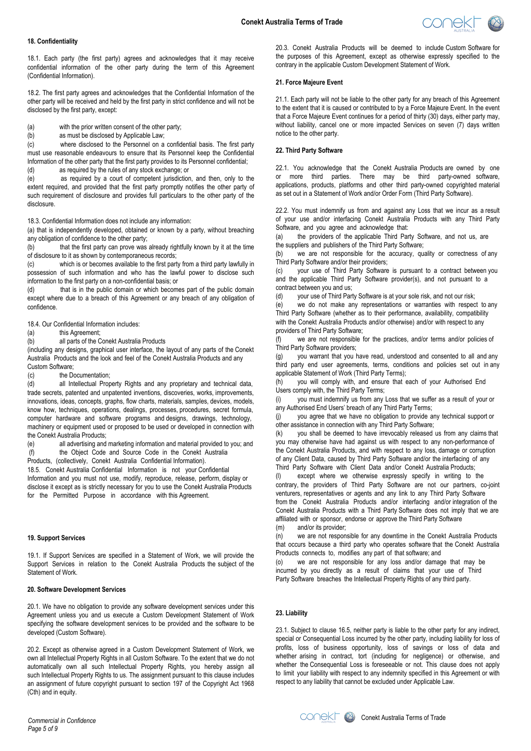## 18. Confidentiality

18.1. Each party (the first party) agrees and acknowledges that it may receive confidential information of the other party during the term of this Agreement (Confidential Information).

18.2. The first party agrees and acknowledges that the Confidential Information of the other party will be received and held by the first party in strict confidence and will not be disclosed by the first party, except:

(a) with the prior written consent of the other party;
(b) as must be disclosed by Applicable Law;
(c) where disclosed to the Personnel on a confidential basis. The first party must use reasonable endeavours to ensure that its Personnel keep the Confidential Information of the other party that the first party provides to its Personnel confidential;
(d) as required by the rules of any stock exchange; or
(e) as required by a court of competent jurisdiction, and then, only to the extent required, and provided that the first party promptly notifies the other party of such requirement of disclosure and provides full particulars to the other party of the disclosure.

18.3. Confidential Information does not include any information:
(a) that is independently developed, obtained or known by a party, without breaching any obligation of confidence to the other party;
(b) that the first party can prove was already rightfully known by it at the time of disclosure to it as shown by contemporaneous records;
(c) which is or becomes available to the first party from a third party lawfully in possession of such information and who has the lawful power to disclose such information to the first party on a non-confidential basis; or
(d) that is in the public domain or which becomes part of the public domain except where due to a breach of this Agreement or any breach of any obligation of confidence.

18.4. Our Confidential Information includes:
(a) this Agreement;
(b) all parts of the Conekt Australia Products
(including any designs, graphical user interface, the layout of any parts of the Conekt Australia Products and the look and feel of the Conekt Australia Products and any Custom Software;
(c) the Documentation;
(d) all Intellectual Property Rights and any proprietary and technical data, trade secrets, patented and unpatented inventions, discoveries, works, improvements, innovations, ideas, concepts, graphs, flow charts, materials, samples, devices, models, know how, techniques, operations, dealings, processes, procedures, secret formula, computer hardware and software programs and designs, drawings, technology, machinery or equipment used or proposed to be used or developed in connection with the Conekt Australia Products;
(e) all advertising and marketing information and material provided to you; and
(f) the Object Code and Source Code in the Conekt Australia Products, (collectively, Conekt Australia Confidential Information).

18.5. Conekt Australia Confidential Information is not your Confidential Information and you must not use, modify, reproduce, release, perform, display or disclose it except as is strictly necessary for you to use the Conekt Australia Products for the Permitted Purpose in accordance with this Agreement.

## 19. Support Services

19.1. If Support Services are specified in a Statement of Work, we will provide the Support Services in relation to the Conekt Australia Products the subject of the Statement of Work.

## 20. Software Development Services

20.1. We have no obligation to provide any software development services under this Agreement unless you and us execute a Custom Development Statement of Work specifying the software development services to be provided and the software to be developed (Custom Software).

20.2. Except as otherwise agreed in a Custom Development Statement of Work, we own all Intellectual Property Rights in all Custom Software. To the extent that we do not automatically own all such Intellectual Property Rights, you hereby assign all such Intellectual Property Rights to us. The assignment pursuant to this clause includes an assignment of future copyright pursuant to section 197 of the Copyright Act 1968 (Cth) and in equity.

20.3. Conekt Australia Products will be deemed to include Custom Software for the purposes of this Agreement, except as otherwise expressly specified to the contrary in the applicable Custom Development Statement of Work.

## 21. Force Majeure Event

21.1. Each party will not be liable to the other party for any breach of this Agreement to the extent that it is caused or contributed to by a Force Majeure Event. In the event that a Force Majeure Event continues for a period of thirty (30) days, either party may, without liability, cancel one or more impacted Services on seven (7) days written notice to the other party.

## 22. Third Party Software

22.1. You acknowledge that the Conekt Australia Products are owned by one or more third parties. There may be third party-owned software, applications, products, platforms and other third party-owned copyrighted material as set out in a Statement of Work and/or Order Form (Third Party Software).

22.2. You must indemnify us from and against any Loss that we incur as a result of your use and/or interfacing Conekt Australia Products with any Third Party Software, and you agree and acknowledge that:
(a) the providers of the applicable Third Party Software, and not us, are the suppliers and publishers of the Third Party Software;
(b) we are not responsible for the accuracy, quality or correctness of any Third Party Software and/or their providers;
(c) your use of Third Party Software is pursuant to a contract between you and the applicable Third Party Software provider(s), and not pursuant to a contract between you and us;
(d) your use of Third Party Software is at your sole risk, and not our risk;
(e) we do not make any representations or warranties with respect to any Third Party Software (whether as to their performance, availability, compatibility with the Conekt Australia Products and/or otherwise) and/or with respect to any providers of Third Party Software;
(f) we are not responsible for the practices, and/or terms and/or policies of Third Party Software providers;
(g) you warrant that you have read, understood and consented to all and any third party end user agreements, terms, conditions and policies set out in any applicable Statement of Work (Third Party Terms);
(h) you will comply with, and ensure that each of your Authorised End Users comply with, the Third Party Terms;
(i) you must indemnify us from any Loss that we suffer as a result of your or any Authorised End Users' breach of any Third Party Terms;
(j) you agree that we have no obligation to provide any technical support or other assistance in connection with any Third Party Software;
(k) you shall be deemed to have irrevocably released us from any claims that you may otherwise have had against us with respect to any non-performance of the Conekt Australia Products, and with respect to any loss, damage or corruption of any Client Data, caused by Third Party Software and/or the interfacing of any Third Party Software with Client Data and/or Conekt Australia Products;
(l) except where we otherwise expressly specify in writing to the contrary, the providers of Third Party Software are not our partners, co-joint venturers, representatives or agents and any link to any Third Party Software from the Conekt Australia Products and/or interfacing and/or integration of the Conekt Australia Products with a Third Party Software does not imply that we are affiliated with or sponsor, endorse or approve the Third Party Software
(m) and/or its provider;
(n) we are not responsible for any downtime in the Conekt Australia Products that occurs because a third party who operates software that the Conekt Australia Products connects to, modifies any part of that software; and
(o) we are not responsible for any loss and/or damage that may be incurred by you directly as a result of claims that your use of Third Party Software breaches the Intellectual Property Rights of any third party.

## 23. Liability

23.1. Subject to clause 16.5, neither party is liable to the other party for any indirect, special or Consequential Loss incurred by the other party, including liability for loss of profits, loss of business opportunity, loss of savings or loss of data and whether arising in contract, tort (including for negligence) or otherwise, and whether the Consequential Loss is foreseeable or not. This clause does not apply to limit your liability with respect to any indemnity specified in this Agreement or with respect to any liability that cannot be excluded under Applicable Law.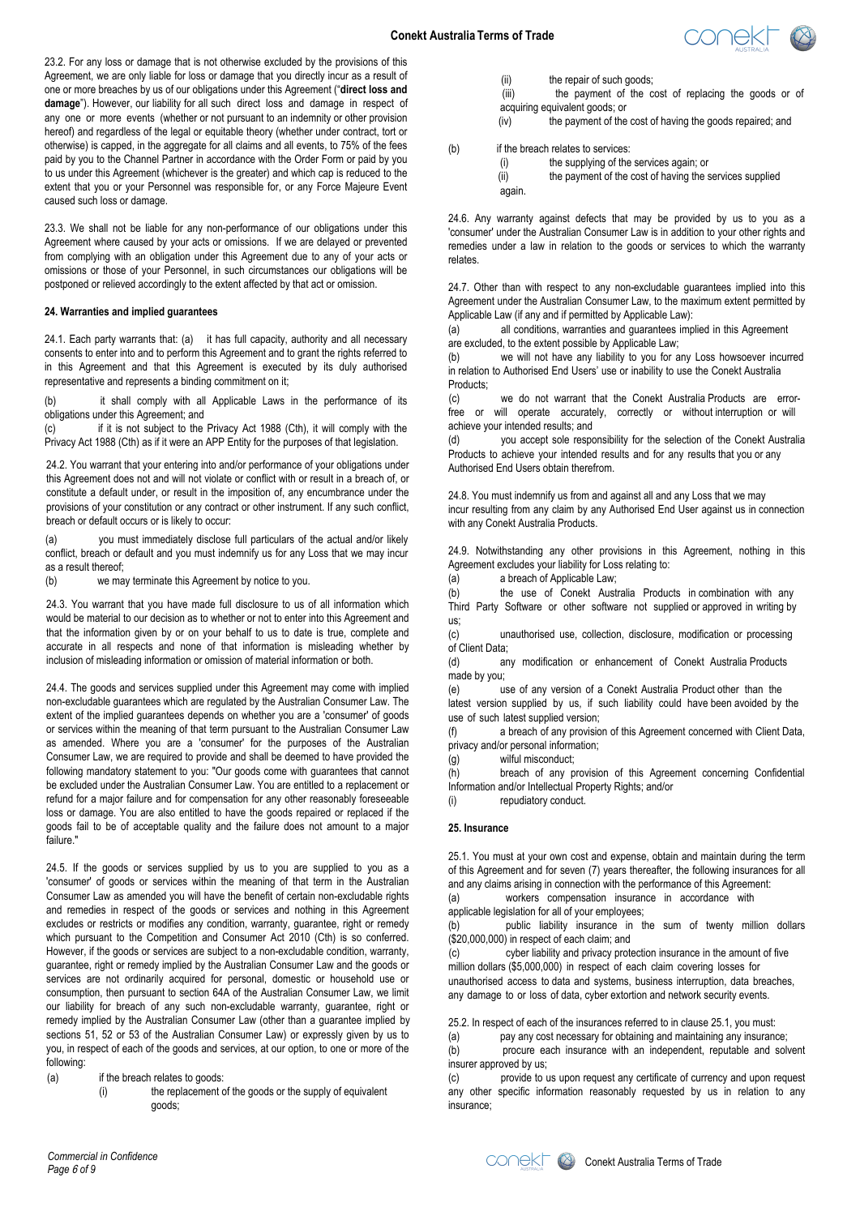23.2. For any loss or damage that is not otherwise excluded by the provisions of this Agreement, we are only liable for loss or damage that you directly incur as a result of one or more breaches by us of our obligations under this Agreement ("**direct loss and damage**"). However, our liability for all such direct loss and damage in respect of any one or more events (whether or not pursuant to an indemnity or other provision hereof) and regardless of the legal or equitable theory (whether under contract, tort or otherwise) is capped, in the aggregate for all claims and all events, to 75% of the fees paid by you to the Channel Partner in accordance with the Order Form or paid by you to us under this Agreement (whichever is the greater) and which cap is reduced to the extent that you or your Personnel was responsible for, or any Force Majeure Event caused such loss or damage.

23.3. We shall not be liable for any non-performance of our obligations under this Agreement where caused by your acts or omissions. If we are delayed or prevented from complying with an obligation under this Agreement due to any of your acts or omissions or those of your Personnel, in such circumstances our obligations will be postponed or relieved accordingly to the extent affected by that act or omission.

**24. Warranties and implied guarantees**

24.1. Each party warrants that: (a) it has full capacity, authority and all necessary consents to enter into and to perform this Agreement and to grant the rights referred to in this Agreement and that this Agreement is executed by its duly authorised representative and represents a binding commitment on it;

(b) it shall comply with all Applicable Laws in the performance of its obligations under this Agreement; and

(c) if it is not subject to the Privacy Act 1988 (Cth), it will comply with the Privacy Act 1988 (Cth) as if it were an APP Entity for the purposes of that legislation.

24.2. You warrant that your entering into and/or performance of your obligations under this Agreement does not and will not violate or conflict with or result in a breach of, or constitute a default under, or result in the imposition of, any encumbrance under the provisions of your constitution or any contract or other instrument. If any such conflict, breach or default occurs or is likely to occur:

(a) you must immediately disclose full particulars of the actual and/or likely conflict, breach or default and you must indemnify us for any Loss that we may incur as a result thereof;

(b) we may terminate this Agreement by notice to you.

24.3. You warrant that you have made full disclosure to us of all information which would be material to our decision as to whether or not to enter into this Agreement and that the information given by or on your behalf to us to date is true, complete and accurate in all respects and none of that information is misleading whether by inclusion of misleading information or omission of material information or both.

24.4. The goods and services supplied under this Agreement may come with implied non-excludable guarantees which are regulated by the Australian Consumer Law. The extent of the implied guarantees depends on whether you are a 'consumer' of goods or services within the meaning of that term pursuant to the Australian Consumer Law as amended. Where you are a 'consumer' for the purposes of the Australian Consumer Law, we are required to provide and shall be deemed to have provided the following mandatory statement to you: "Our goods come with guarantees that cannot be excluded under the Australian Consumer Law. You are entitled to a replacement or refund for a major failure and for compensation for any other reasonably foreseeable loss or damage. You are also entitled to have the goods repaired or replaced if the goods fail to be of acceptable quality and the failure does not amount to a major failure."

24.5. If the goods or services supplied by us to you are supplied to you as a 'consumer' of goods or services within the meaning of that term in the Australian Consumer Law as amended you will have the benefit of certain non-excludable rights and remedies in respect of the goods or services and nothing in this Agreement excludes or restricts or modifies any condition, warranty, guarantee, right or remedy which pursuant to the Competition and Consumer Act 2010 (Cth) is so conferred. However, if the goods or services are subject to a non-excludable condition, warranty, guarantee, right or remedy implied by the Australian Consumer Law and the goods or services are not ordinarily acquired for personal, domestic or household use or consumption, then pursuant to section 64A of the Australian Consumer Law, we limit our liability for breach of any such non-excludable warranty, guarantee, right or remedy implied by the Australian Consumer Law (other than a guarantee implied by sections 51, 52 or 53 of the Australian Consumer Law) or expressly given by us to you, in respect of each of the goods and services, at our option, to one or more of the following:

(a) if the breach relates to goods:

(i) the replacement of the goods or the supply of equivalent goods;

(ii) the repair of such goods;

(iii) the payment of the cost of replacing the goods or of acquiring equivalent goods; or

(iv) the payment of the cost of having the goods repaired; and

(b) if the breach relates to services:

(i) the supplying of the services again; or

(ii) the payment of the cost of having the services supplied again.

24.6. Any warranty against defects that may be provided by us to you as a 'consumer' under the Australian Consumer Law is in addition to your other rights and remedies under a law in relation to the goods or services to which the warranty relates.

24.7. Other than with respect to any non-excludable guarantees implied into this Agreement under the Australian Consumer Law, to the maximum extent permitted by Applicable Law (if any and if permitted by Applicable Law):

(a) all conditions, warranties and guarantees implied in this Agreement are excluded, to the extent possible by Applicable Law;

(b) we will not have any liability to you for any Loss howsoever incurred in relation to Authorised End Users' use or inability to use the Conekt Australia Products;

(c) we do not warrant that the Conekt Australia Products are error-free or will operate accurately, correctly or without interruption or will achieve your intended results; and

(d) you accept sole responsibility for the selection of the Conekt Australia Products to achieve your intended results and for any results that you or any Authorised End Users obtain therefrom.

24.8. You must indemnify us from and against all and any Loss that we may incur resulting from any claim by any Authorised End User against us in connection with any Conekt Australia Products.

24.9. Notwithstanding any other provisions in this Agreement, nothing in this Agreement excludes your liability for Loss relating to:

(a) a breach of Applicable Law;

(b) the use of Conekt Australia Products in combination with any Third Party Software or other software not supplied or approved in writing by us;

(c) unauthorised use, collection, disclosure, modification or processing of Client Data;

(d) any modification or enhancement of Conekt Australia Products made by you;

(e) use of any version of a Conekt Australia Product other than the latest version supplied by us, if such liability could have been avoided by the use of such latest supplied version;

(f) a breach of any provision of this Agreement concerned with Client Data, privacy and/or personal information;

(g) wilful misconduct;

(h) breach of any provision of this Agreement concerning Confidential Information and/or Intellectual Property Rights; and/or

(i) repudiatory conduct.

**25. Insurance**

25.1. You must at your own cost and expense, obtain and maintain during the term of this Agreement and for seven (7) years thereafter, the following insurances for all and any claims arising in connection with the performance of this Agreement:

(a) workers compensation insurance in accordance with applicable legislation for all of your employees;

(b) public liability insurance in the sum of twenty million dollars ($20,000,000) in respect of each claim; and

(c) cyber liability and privacy protection insurance in the amount of five million dollars ($5,000,000) in respect of each claim covering losses for unauthorised access to data and systems, business interruption, data breaches, any damage to or loss of data, cyber extortion and network security events.

25.2. In respect of each of the insurances referred to in clause 25.1, you must:

(a) pay any cost necessary for obtaining and maintaining any insurance;

(b) procure each insurance with an independent, reputable and solvent insurer approved by us;

(c) provide to us upon request any certificate of currency and upon request any other specific information reasonably requested by us in relation to any insurance;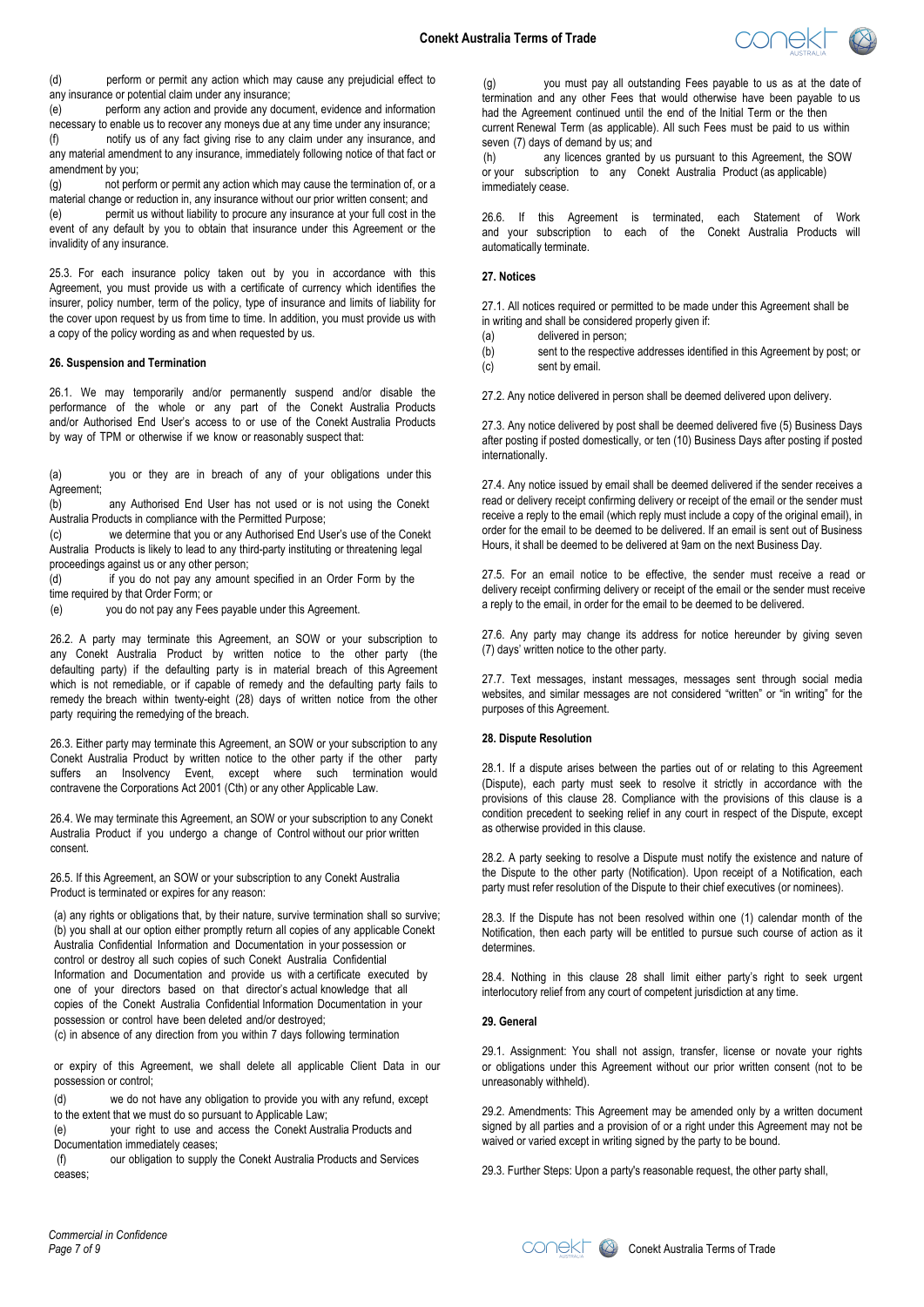(d) perform or permit any action which may cause any prejudicial effect to any insurance or potential claim under any insurance;

(e) perform any action and provide any document, evidence and information necessary to enable us to recover any moneys due at any time under any insurance;

(f) notify us of any fact giving rise to any claim under any insurance, and any material amendment to any insurance, immediately following notice of that fact or amendment by you;

(g) not perform or permit any action which may cause the termination of, or a material change or reduction in, any insurance without our prior written consent; and

(e) permit us without liability to procure any insurance at your full cost in the event of any default by you to obtain that insurance under this Agreement or the invalidity of any insurance.

25.3. For each insurance policy taken out by you in accordance with this Agreement, you must provide us with a certificate of currency which identifies the insurer, policy number, term of the policy, type of insurance and limits of liability for the cover upon request by us from time to time. In addition, you must provide us with a copy of the policy wording as and when requested by us.

#### 26. Suspension and Termination

26.1. We may temporarily and/or permanently suspend and/or disable the performance of the whole or any part of the Conekt Australia Products and/or Authorised End User's access to or use of the Conekt Australia Products by way of TPM or otherwise if we know or reasonably suspect that:

(a) you or they are in breach of any of your obligations under this Agreement;

(b) any Authorised End User has not used or is not using the Conekt Australia Products in compliance with the Permitted Purpose;

(c) we determine that you or any Authorised End User's use of the Conekt Australia Products is likely to lead to any third-party instituting or threatening legal proceedings against us or any other person;

(d) if you do not pay any amount specified in an Order Form by the time required by that Order Form; or

(e) you do not pay any Fees payable under this Agreement.

26.2. A party may terminate this Agreement, an SOW or your subscription to any Conekt Australia Product by written notice to the other party (the defaulting party) if the defaulting party is in material breach of this Agreement which is not remediable, or if capable of remedy and the defaulting party fails to remedy the breach within twenty-eight (28) days of written notice from the other party requiring the remedying of the breach.

26.3. Either party may terminate this Agreement, an SOW or your subscription to any Conekt Australia Product by written notice to the other party if the other party suffers an Insolvency Event, except where such termination would contravene the Corporations Act 2001 (Cth) or any other Applicable Law.

26.4. We may terminate this Agreement, an SOW or your subscription to any Conekt Australia Product if you undergo a change of Control without our prior written consent.

26.5. If this Agreement, an SOW or your subscription to any Conekt Australia Product is terminated or expires for any reason:

(a) any rights or obligations that, by their nature, survive termination shall so survive;

(b) you shall at our option either promptly return all copies of any applicable Conekt Australia Confidential Information and Documentation in your possession or control or destroy all such copies of such Conekt Australia Confidential Information and Documentation and provide us with a certificate executed by one of your directors based on that director's actual knowledge that all copies of the Conekt Australia Confidential Information Documentation in your possession or control have been deleted and/or destroyed;

(c) in absence of any direction from you within 7 days following termination or expiry of this Agreement, we shall delete all applicable Client Data in our possession or control;

(d) we do not have any obligation to provide you with any refund, except to the extent that we must do so pursuant to Applicable Law;

(e) your right to use and access the Conekt Australia Products and Documentation immediately ceases;

(f) our obligation to supply the Conekt Australia Products and Services ceases;

(g) you must pay all outstanding Fees payable to us as at the date of termination and any other Fees that would otherwise have been payable to us had the Agreement continued until the end of the Initial Term or the then current Renewal Term (as applicable). All such Fees must be paid to us within seven (7) days of demand by us; and

(h) any licences granted by us pursuant to this Agreement, the SOW or your subscription to any Conekt Australia Product (as applicable) immediately cease.

26.6. If this Agreement is terminated, each Statement of Work and your subscription to each of the Conekt Australia Products will automatically terminate.

#### 27. Notices

27.1. All notices required or permitted to be made under this Agreement shall be in writing and shall be considered properly given if:

(a) delivered in person;

(b) sent to the respective addresses identified in this Agreement by post; or

(c) sent by email.

27.2. Any notice delivered in person shall be deemed delivered upon delivery.

27.3. Any notice delivered by post shall be deemed delivered five (5) Business Days after posting if posted domestically, or ten (10) Business Days after posting if posted internationally.

27.4. Any notice issued by email shall be deemed delivered if the sender receives a read or delivery receipt confirming delivery or receipt of the email or the sender must receive a reply to the email (which reply must include a copy of the original email), in order for the email to be deemed to be delivered. If an email is sent out of Business Hours, it shall be deemed to be delivered at 9am on the next Business Day.

27.5. For an email notice to be effective, the sender must receive a read or delivery receipt confirming delivery or receipt of the email or the sender must receive a reply to the email, in order for the email to be deemed to be delivered.

27.6. Any party may change its address for notice hereunder by giving seven (7) days' written notice to the other party.

27.7. Text messages, instant messages, messages sent through social media websites, and similar messages are not considered "written" or "in writing" for the purposes of this Agreement.

#### 28. Dispute Resolution

28.1. If a dispute arises between the parties out of or relating to this Agreement (Dispute), each party must seek to resolve it strictly in accordance with the provisions of this clause 28. Compliance with the provisions of this clause is a condition precedent to seeking relief in any court in respect of the Dispute, except as otherwise provided in this clause.

28.2. A party seeking to resolve a Dispute must notify the existence and nature of the Dispute to the other party (Notification). Upon receipt of a Notification, each party must refer resolution of the Dispute to their chief executives (or nominees).

28.3. If the Dispute has not been resolved within one (1) calendar month of the Notification, then each party will be entitled to pursue such course of action as it determines.

28.4. Nothing in this clause 28 shall limit either party's right to seek urgent interlocutory relief from any court of competent jurisdiction at any time.

#### 29. General

29.1. Assignment: You shall not assign, transfer, license or novate your rights or obligations under this Agreement without our prior written consent (not to be unreasonably withheld).

29.2. Amendments: This Agreement may be amended only by a written document signed by all parties and a provision of or a right under this Agreement may not be waived or varied except in writing signed by the party to be bound.

29.3. Further Steps: Upon a party's reasonable request, the other party shall,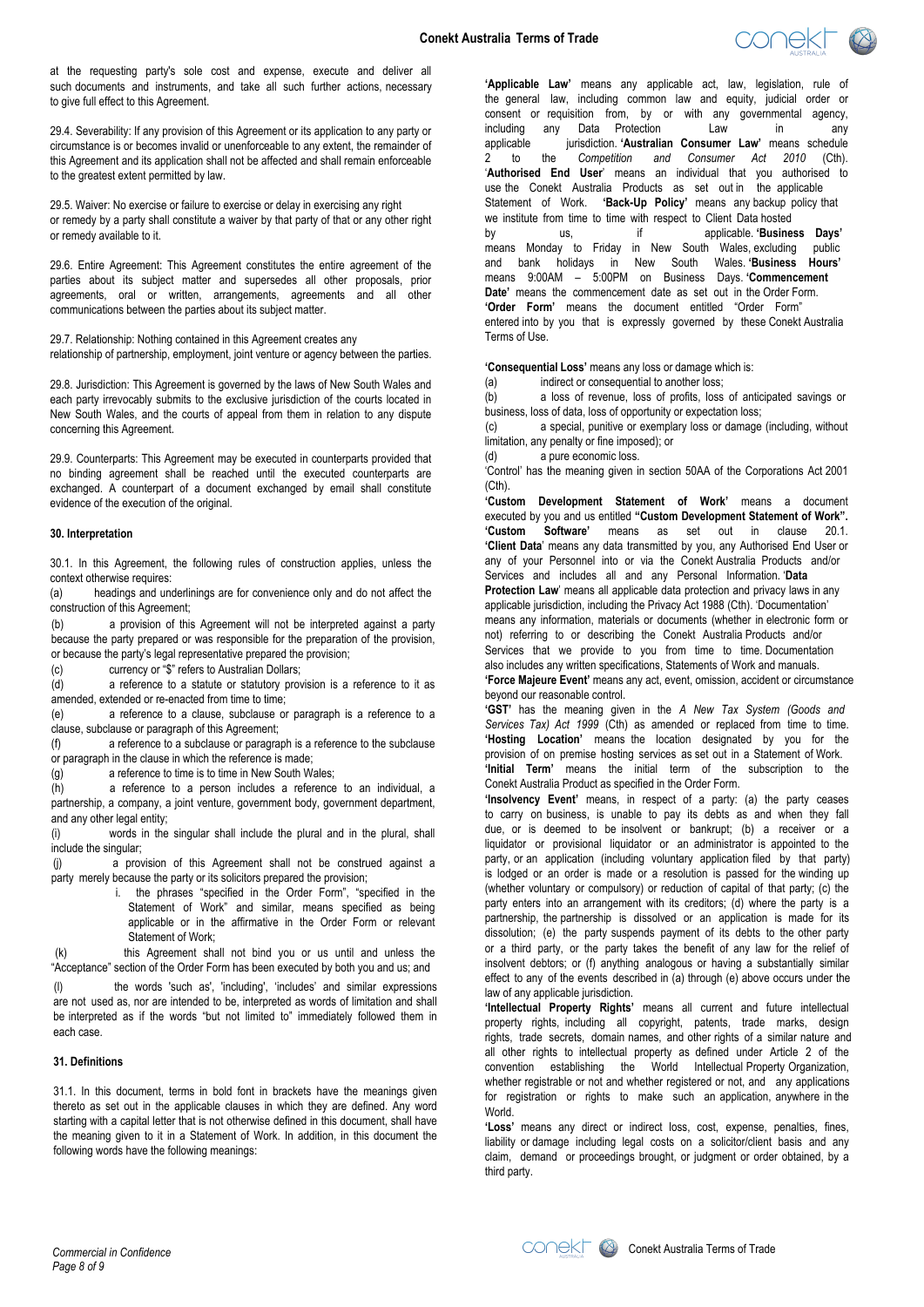at the requesting party's sole cost and expense, execute and deliver all such documents and instruments, and take all such further actions, necessary to give full effect to this Agreement.

29.4. Severability: If any provision of this Agreement or its application to any party or circumstance is or becomes invalid or unenforceable to any extent, the remainder of this Agreement and its application shall not be affected and shall remain enforceable to the greatest extent permitted by law.

29.5. Waiver: No exercise or failure to exercise or delay in exercising any right or remedy by a party shall constitute a waiver by that party of that or any other right or remedy available to it.

29.6. Entire Agreement: This Agreement constitutes the entire agreement of the parties about its subject matter and supersedes all other proposals, prior agreements, oral or written, arrangements, agreements and all other communications between the parties about its subject matter.

29.7. Relationship: Nothing contained in this Agreement creates any relationship of partnership, employment, joint venture or agency between the parties.

29.8. Jurisdiction: This Agreement is governed by the laws of New South Wales and each party irrevocably submits to the exclusive jurisdiction of the courts located in New South Wales, and the courts of appeal from them in relation to any dispute concerning this Agreement.

29.9. Counterparts: This Agreement may be executed in counterparts provided that no binding agreement shall be reached until the executed counterparts are exchanged. A counterpart of a document exchanged by email shall constitute evidence of the execution of the original.

**30. Interpretation**

30.1. In this Agreement, the following rules of construction applies, unless the context otherwise requires:

(a) headings and underlinings are for convenience only and do not affect the construction of this Agreement;

(b) a provision of this Agreement will not be interpreted against a party because the party prepared or was responsible for the preparation of the provision, or because the party's legal representative prepared the provision;

(c) currency or "$" refers to Australian Dollars;

(d) a reference to a statute or statutory provision is a reference to it as amended, extended or re-enacted from time to time;

(e) a reference to a clause, subclause or paragraph is a reference to a clause, subclause or paragraph of this Agreement;

(f) a reference to a subclause or paragraph is a reference to the subclause or paragraph in the clause in which the reference is made;

(g) a reference to time is to time in New South Wales;

(h) a reference to a person includes a reference to an individual, a partnership, a company, a joint venture, government body, government department, and any other legal entity;

(i) words in the singular shall include the plural and in the plural, shall include the singular;

(j) a provision of this Agreement shall not be construed against a party merely because the party or its solicitors prepared the provision;

i. the phrases "specified in the Order Form", "specified in the Statement of Work" and similar, means specified as being applicable or in the affirmative in the Order Form or relevant Statement of Work;

(k) this Agreement shall not bind you or us until and unless the "Acceptance" section of the Order Form has been executed by both you and us; and

(l) the words 'such as', 'including', 'includes' and similar expressions are not used as, nor are intended to be, interpreted as words of limitation and shall be interpreted as if the words "but not limited to" immediately followed them in each case.

**31. Definitions**

31.1. In this document, terms in bold font in brackets have the meanings given thereto as set out in the applicable clauses in which they are defined. Any word starting with a capital letter that is not otherwise defined in this document, shall have the meaning given to it in a Statement of Work. In addition, in this document the following words have the following meanings:

**'Applicable Law'** means any applicable act, law, legislation, rule of the general law, including common law and equity, judicial order or consent or requisition from, by or with any governmental agency, including any Data Protection Law in any applicable jurisdiction. **'Australian Consumer Law'** means schedule 2 to the *Competition and Consumer Act 2010* (Cth). '**Authorised End User**' means an individual that you authorised to use the Conekt Australia Products as set out in the applicable Statement of Work. **'Back-Up Policy'** means any backup policy that we institute from time to time with respect to Client Data hosted by us, if applicable. **'Business Days'** means Monday to Friday in New South Wales, excluding public and bank holidays in New South Wales. **'Business Hours'** means 9:00AM – 5:00PM on Business Days. **'Commencement Date'** means the commencement date as set out in the Order Form. **'Order Form'** means the document entitled "Order Form" entered into by you that is expressly governed by these Conekt Australia Terms of Use.

**'Consequential Loss'** means any loss or damage which is:

(a) indirect or consequential to another loss;

(b) a loss of revenue, loss of profits, loss of anticipated savings or business, loss of data, loss of opportunity or expectation loss;

(c) a special, punitive or exemplary loss or damage (including, without limitation, any penalty or fine imposed); or

(d) a pure economic loss.

'Control' has the meaning given in section 50AA of the Corporations Act 2001 (Cth).

**'Custom Development Statement of Work'** means a document executed by you and us entitled **"Custom Development Statement of Work". 'Custom Software'** means as set out in clause 20.1. **'Client Data**' means any data transmitted by you, any Authorised End User or any of your Personnel into or via the Conekt Australia Products and/or Services and includes all and any Personal Information. '**Data Protection Law**' means all applicable data protection and privacy laws in any applicable jurisdiction, including the Privacy Act 1988 (Cth). 'Documentation' means any information, materials or documents (whether in electronic form or not) referring to or describing the Conekt Australia Products and/or Services that we provide to you from time to time. Documentation also includes any written specifications, Statements of Work and manuals.

**'Force Majeure Event'** means any act, event, omission, accident or circumstance beyond our reasonable control.

**'GST'** has the meaning given in the *A New Tax System (Goods and Services Tax) Act 1999* (Cth) as amended or replaced from time to time. **'Hosting Location'** means the location designated by you for the provision of on premise hosting services as set out in a Statement of Work. **'Initial Term'** means the initial term of the subscription to the Conekt Australia Product as specified in the Order Form.

**'Insolvency Event'** means, in respect of a party: (a) the party ceases to carry on business, is unable to pay its debts as and when they fall due, or is deemed to be insolvent or bankrupt; (b) a receiver or a liquidator or provisional liquidator or an administrator is appointed to the party, or an application (including voluntary application filed by that party) is lodged or an order is made or a resolution is passed for the winding up (whether voluntary or compulsory) or reduction of capital of that party; (c) the party enters into an arrangement with its creditors; (d) where the party is a partnership, the partnership is dissolved or an application is made for its dissolution; (e) the party suspends payment of its debts to the other party or a third party, or the party takes the benefit of any law for the relief of insolvent debtors; or (f) anything analogous or having a substantially similar effect to any of the events described in (a) through (e) above occurs under the law of any applicable jurisdiction.

**'Intellectual Property Rights'** means all current and future intellectual property rights, including all copyright, patents, trade marks, design rights, trade secrets, domain names, and other rights of a similar nature and all other rights to intellectual property as defined under Article 2 of the convention establishing the World Intellectual Property Organization, whether registrable or not and whether registered or not, and any applications for registration or rights to make such an application, anywhere in the World.

**'Loss'** means any direct or indirect loss, cost, expense, penalties, fines, liability or damage including legal costs on a solicitor/client basis and any claim, demand or proceedings brought, or judgment or order obtained, by a third party.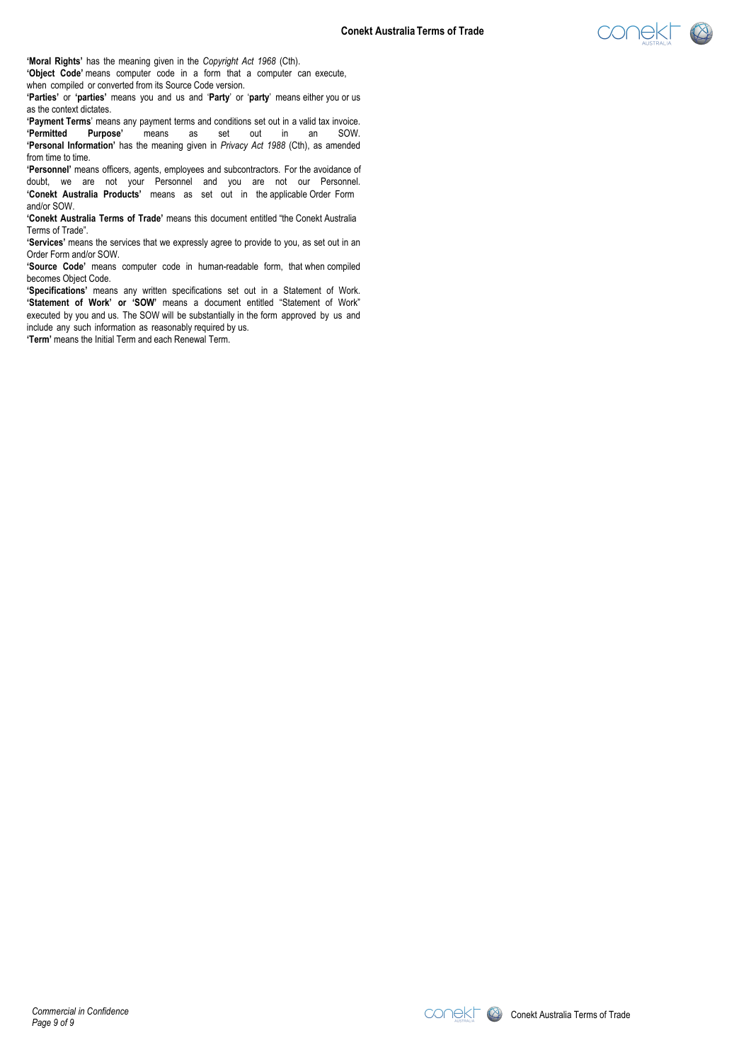**'Moral Rights'** has the meaning given in the *Copyright Act 1968* (Cth).

**'Object Code'** means computer code in a form that a computer can execute, when compiled or converted from its Source Code version.

**'Parties'** or **'parties'** means you and us and '**Party**' or '**party**' means either you or us as the context dictates.

**'Payment Terms**' means any payment terms and conditions set out in a valid tax invoice.

**'Permitted Purpose'** means as set out in an SOW.

**'Personal Information'** has the meaning given in *Privacy Act 1988* (Cth), as amended from time to time.

**'Personnel'** means officers, agents, employees and subcontractors. For the avoidance of doubt, we are not your Personnel and you are not our Personnel.

**'Conekt Australia Products'** means as set out in the applicable Order Form and/or SOW.

**'Conekt Australia Terms of Trade'** means this document entitled "the Conekt Australia Terms of Trade".

**'Services'** means the services that we expressly agree to provide to you, as set out in an Order Form and/or SOW.

**'Source Code'** means computer code in human-readable form, that when compiled becomes Object Code.

**'Specifications'** means any written specifications set out in a Statement of Work.

**'Statement of Work' or 'SOW'** means a document entitled "Statement of Work" executed by you and us. The SOW will be substantially in the form approved by us and include any such information as reasonably required by us.

**'Term'** means the Initial Term and each Renewal Term.

*Commercial in Confidence*